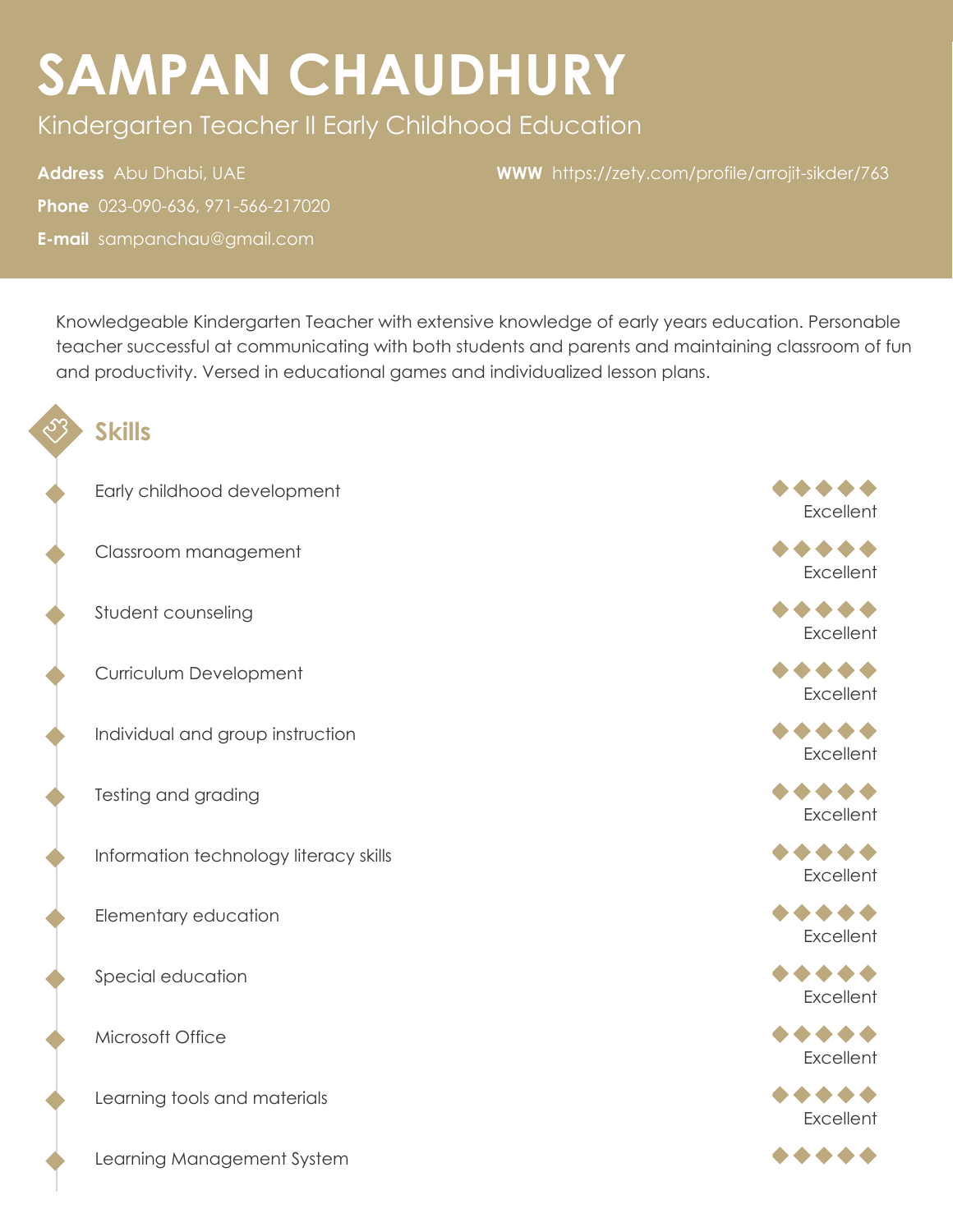# SAMPAN CHAUDHURY

Kindergarten Teacher II Early Childhood Education

**Address** Abu Dhabi, UAE

**Phone** 023-090-636, 971-566-217020

**E-mail** sampanchau@gmail.com

**WWW** https://zety.com/profile/arrojit-sikder/763

Knowledgeable Kindergarten Teacher with extensive knowledge of early years education. Personable teacher successful at communicating with both students and parents and maintaining classroom of fun and productivity. Versed in educational games and individualized lesson plans.

## Skills

- Early childhood development — Excellent
- Classroom management — Excellent
- Student counseling — Excellent
- Curriculum Development — Excellent
- Individual and group instruction — Excellent
- Testing and grading — Excellent
- Information technology literacy skills — Excellent
- Elementary education — Excellent
- Special education — Excellent
- Microsoft Office — Excellent
- Learning tools and materials — Excellent
- Learning Management System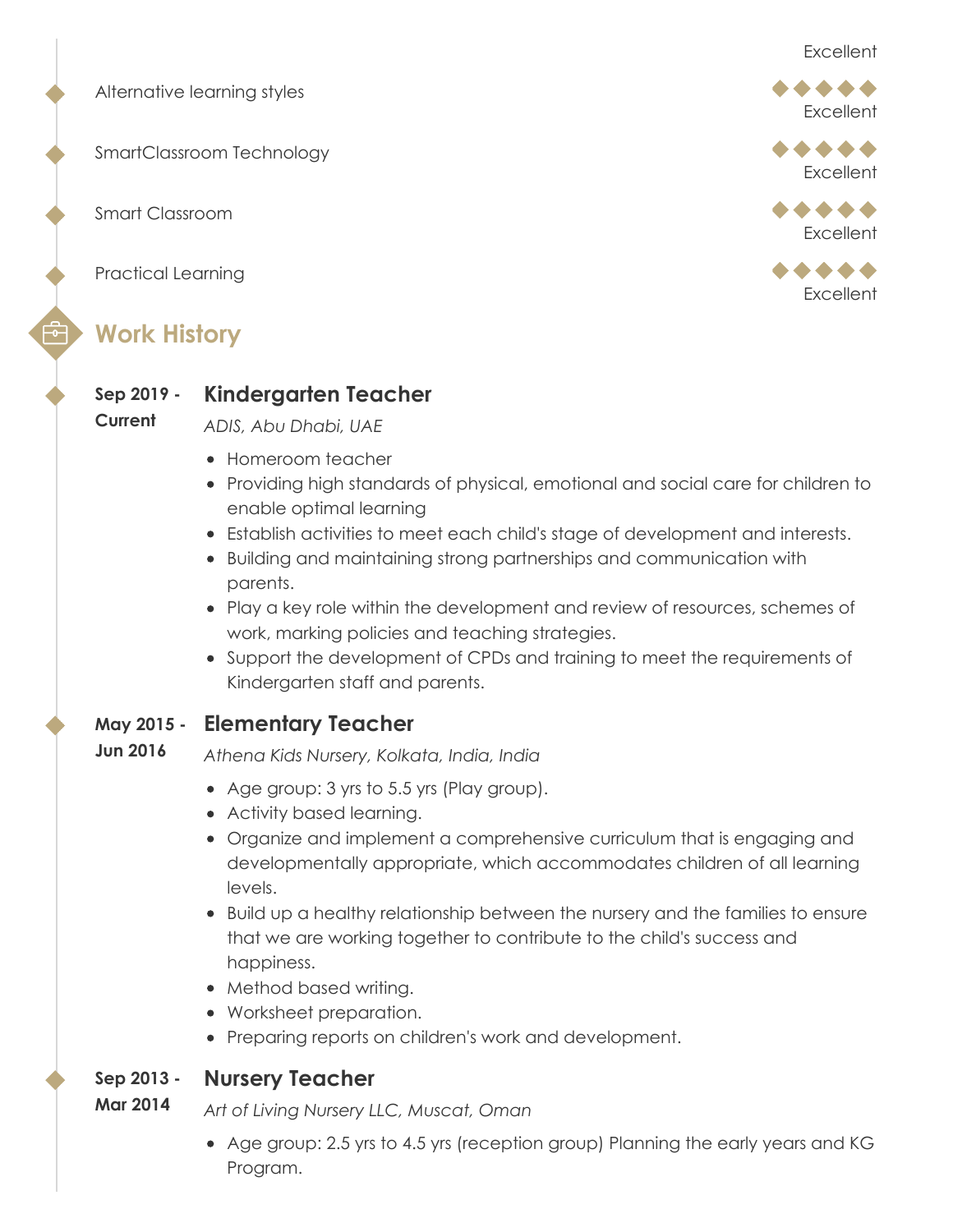Excellent

- Alternative learning styles — Excellent
- SmartClassroom Technology — Excellent
- Smart Classroom — Excellent
- Practical Learning — Excellent

## Work History

**Sep 2019 - Current**

### Kindergarten Teacher

*ADIS, Abu Dhabi, UAE*

- Homeroom teacher
- Providing high standards of physical, emotional and social care for children to enable optimal learning
- Establish activities to meet each child's stage of development and interests.
- Building and maintaining strong partnerships and communication with parents.
- Play a key role within the development and review of resources, schemes of work, marking policies and teaching strategies.
- Support the development of CPDs and training to meet the requirements of Kindergarten staff and parents.

**May 2015 - Jun 2016**

### Elementary Teacher

*Athena Kids Nursery, Kolkata, India, India*

- Age group: 3 yrs to 5.5 yrs (Play group).
- Activity based learning.
- Organize and implement a comprehensive curriculum that is engaging and developmentally appropriate, which accommodates children of all learning levels.
- Build up a healthy relationship between the nursery and the families to ensure that we are working together to contribute to the child's success and happiness.
- Method based writing.
- Worksheet preparation.
- Preparing reports on children's work and development.

**Sep 2013 - Mar 2014**

### Nursery Teacher

*Art of Living Nursery LLC, Muscat, Oman*

- Age group: 2.5 yrs to 4.5 yrs (reception group) Planning the early years and KG Program.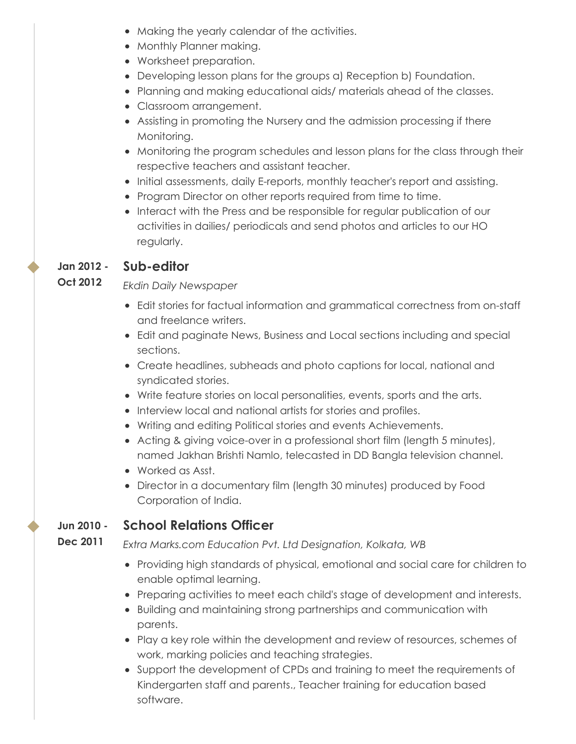- Making the yearly calendar of the activities.
- Monthly Planner making.
- Worksheet preparation.
- Developing lesson plans for the groups a) Reception b) Foundation.
- Planning and making educational aids/ materials ahead of the classes.
- Classroom arrangement.
- Assisting in promoting the Nursery and the admission processing if there Monitoring.
- Monitoring the program schedules and lesson plans for the class through their respective teachers and assistant teacher.
- Initial assessments, daily E-reports, monthly teacher's report and assisting.
- Program Director on other reports required from time to time.
- Interact with the Press and be responsible for regular publication of our activities in dailies/ periodicals and send photos and articles to our HO regularly.

**Jan 2012 - Oct 2012**

## Sub-editor

*Ekdin Daily Newspaper*

- Edit stories for factual information and grammatical correctness from on-staff and freelance writers.
- Edit and paginate News, Business and Local sections including and special sections.
- Create headlines, subheads and photo captions for local, national and syndicated stories.
- Write feature stories on local personalities, events, sports and the arts.
- Interview local and national artists for stories and profiles.
- Writing and editing Political stories and events Achievements.
- Acting & giving voice-over in a professional short film (length 5 minutes), named Jakhan Brishti Namlo, telecasted in DD Bangla television channel.
- Worked as Asst.
- Director in a documentary film (length 30 minutes) produced by Food Corporation of India.

**Jun 2010 - Dec 2011**

## School Relations Officer

*Extra Marks.com Education Pvt. Ltd Designation, Kolkata, WB*

- Providing high standards of physical, emotional and social care for children to enable optimal learning.
- Preparing activities to meet each child's stage of development and interests.
- Building and maintaining strong partnerships and communication with parents.
- Play a key role within the development and review of resources, schemes of work, marking policies and teaching strategies.
- Support the development of CPDs and training to meet the requirements of Kindergarten staff and parents., Teacher training for education based software.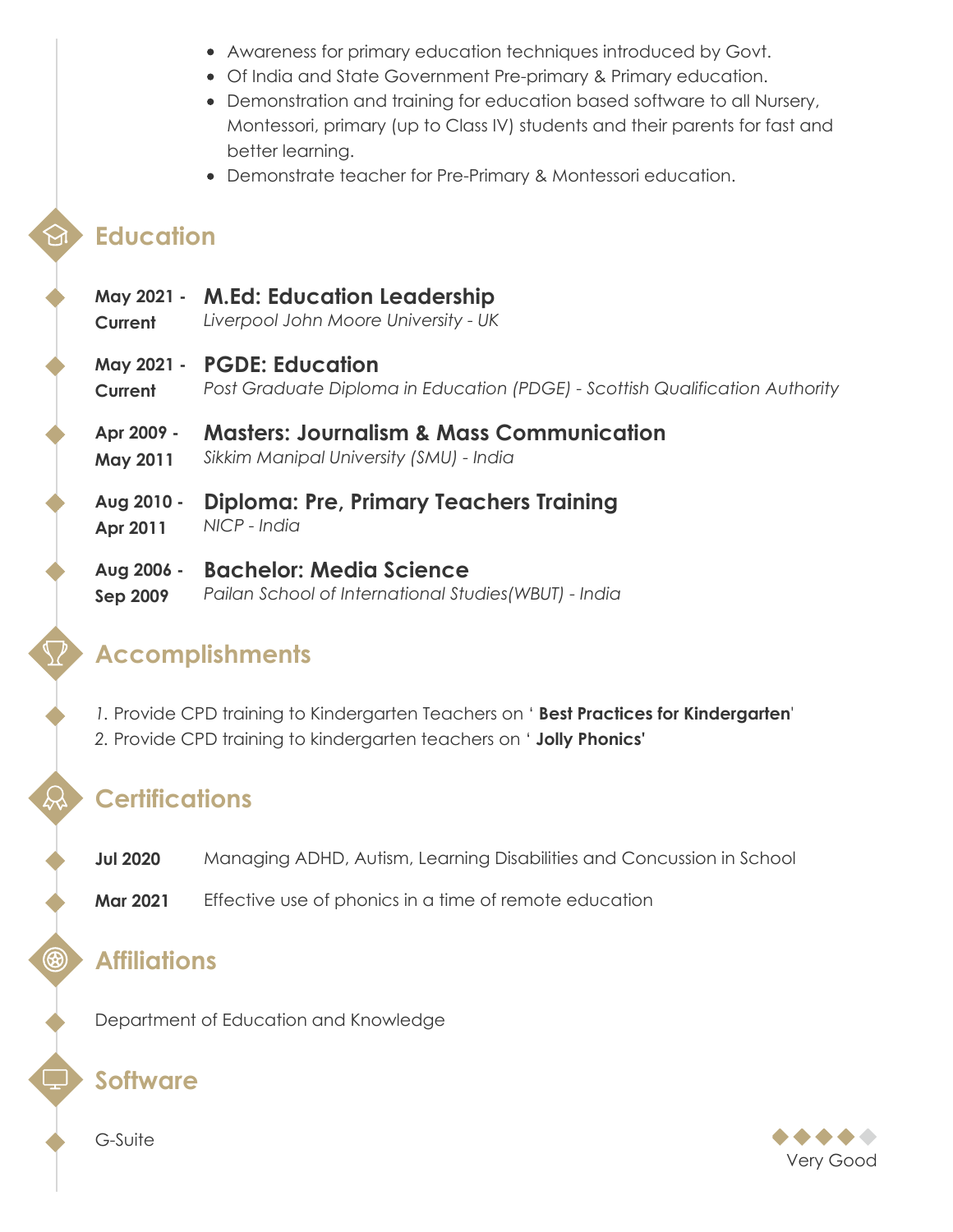- Awareness for primary education techniques introduced by Govt.
- Of India and State Government Pre-primary & Primary education.
- Demonstration and training for education based software to all Nursery, Montessori, primary (up to Class IV) students and their parents for fast and better learning.
- Demonstrate teacher for Pre-Primary & Montessori education.

## Education

**May 2021 - Current**
### M.Ed: Education Leadership
*Liverpool John Moore University - UK*

**May 2021 - Current**
### PGDE: Education
*Post Graduate Diploma in Education (PDGE) - Scottish Qualification Authority*

**Apr 2009 - May 2011**
### Masters: Journalism & Mass Communication
*Sikkim Manipal University (SMU) - India*

**Aug 2010 - Apr 2011**
### Diploma: Pre, Primary Teachers Training
*NICP - India*

**Aug 2006 - Sep 2009**
### Bachelor: Media Science
*Pailan School of International Studies(WBUT) - India*

## Accomplishments

1. Provide CPD training to Kindergarten Teachers on ' **Best Practices for Kindergarten**'
2. Provide CPD training to kindergarten teachers on ' **Jolly Phonics'**

## Certifications

**Jul 2020** Managing ADHD, Autism, Learning Disabilities and Concussion in School

**Mar 2021** Effective use of phonics in a time of remote education

## Affiliations

Department of Education and Knowledge

## Software

G-Suite — Very Good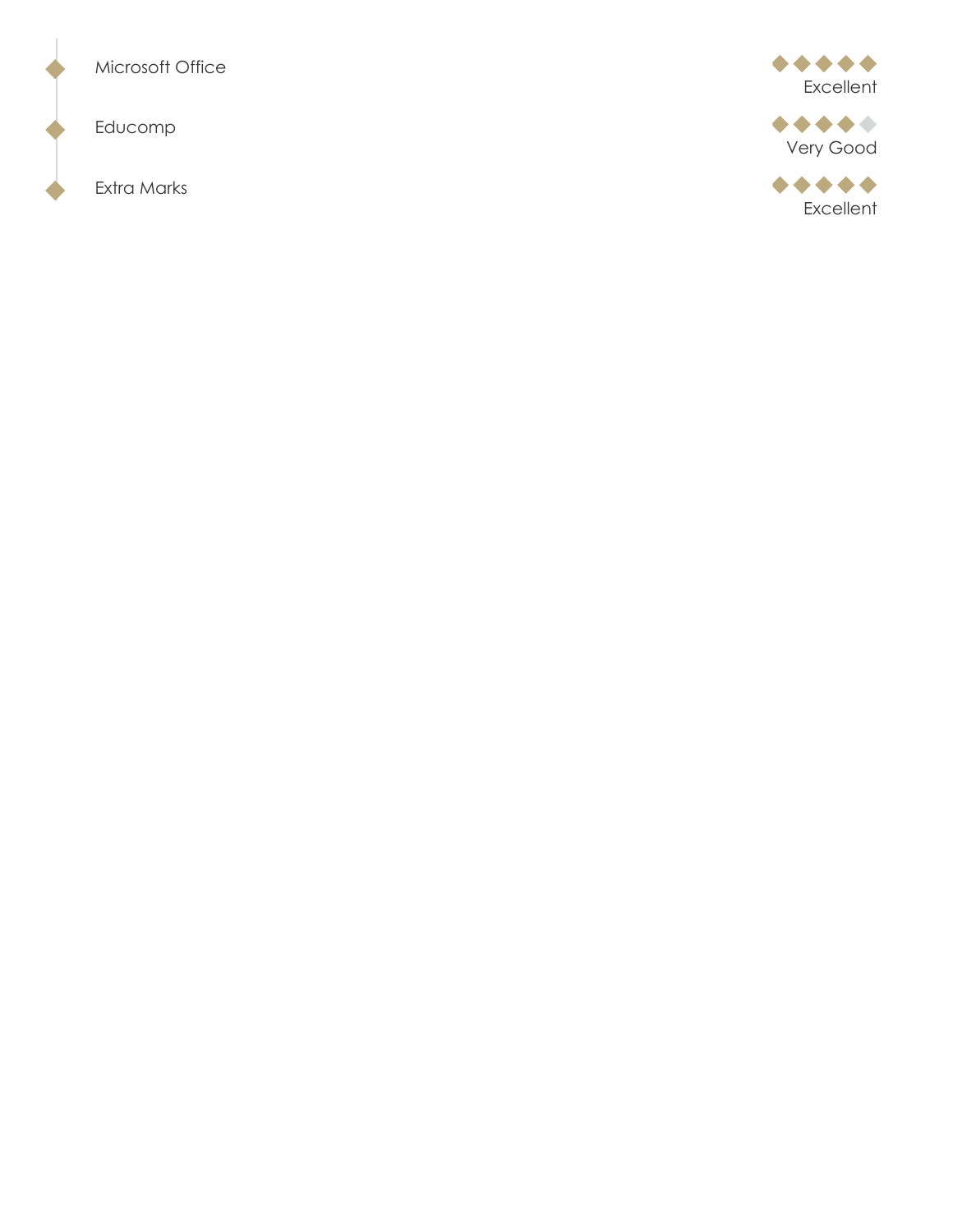- Microsoft Office — Excellent
- Educomp — Very Good
- Extra Marks — Excellent